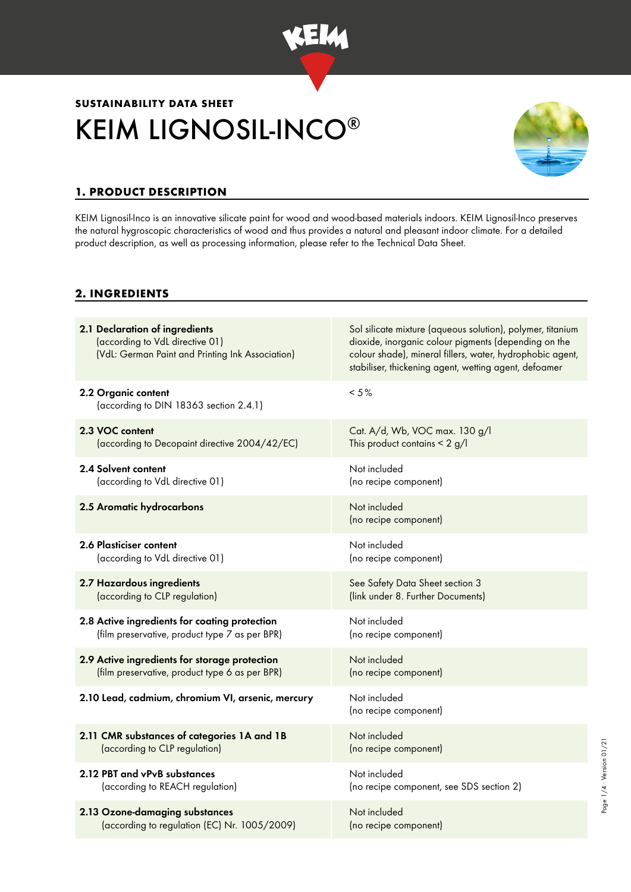## SUSTAINABILITY DATA SHEET

# KEIM LIGNOSIL-INCO®

## 1. PRODUCT DESCRIPTION

KEIM Lignosil-Inco is an innovative silicate paint for wood and wood-based materials indoors. KEIM Lignosil-Inco preserves the natural hygroscopic characteristics of wood and thus provides a natural and pleasant indoor climate. For a detailed product description, as well as processing information, please refer to the Technical Data Sheet.

## 2. INGREDIENTS

| | |
|---|---|
| **2.1 Declaration of ingredients** (according to VdL directive 01) (VdL: German Paint and Printing Ink Association) | Sol silicate mixture (aqueous solution), polymer, titanium dioxide, inorganic colour pigments (depending on the colour shade), mineral fillers, water, hydrophobic agent, stabiliser, thickening agent, wetting agent, defoamer |
| **2.2 Organic content** (according to DIN 18363 section 2.4.1) | < 5 % |
| **2.3 VOC content** (according to Decopaint directive 2004/42/EC) | Cat. A/d, Wb, VOC max. 130 g/l<br>This product contains < 2 g/l |
| **2.4 Solvent content** (according to VdL directive 01) | Not included (no recipe component) |
| **2.5 Aromatic hydrocarbons** | Not included (no recipe component) |
| **2.6 Plasticiser content** (according to VdL directive 01) | Not included (no recipe component) |
| **2.7 Hazardous ingredients** (according to CLP regulation) | See Safety Data Sheet section 3 (link under 8. Further Documents) |
| **2.8 Active ingredients for coating protection** (film preservative, product type 7 as per BPR) | Not included (no recipe component) |
| **2.9 Active ingredients for storage protection** (film preservative, product type 6 as per BPR) | Not included (no recipe component) |
| **2.10 Lead, cadmium, chromium VI, arsenic, mercury** | Not included (no recipe component) |
| **2.11 CMR substances of categories 1A and 1B** (according to CLP regulation) | Not included (no recipe component) |
| **2.12 PBT and vPvB substances** (according to REACH regulation) | Not included (no recipe component, see SDS section 2) |
| **2.13 Ozone-damaging substances** (according to regulation (EC) Nr. 1005/2009) | Not included (no recipe component) |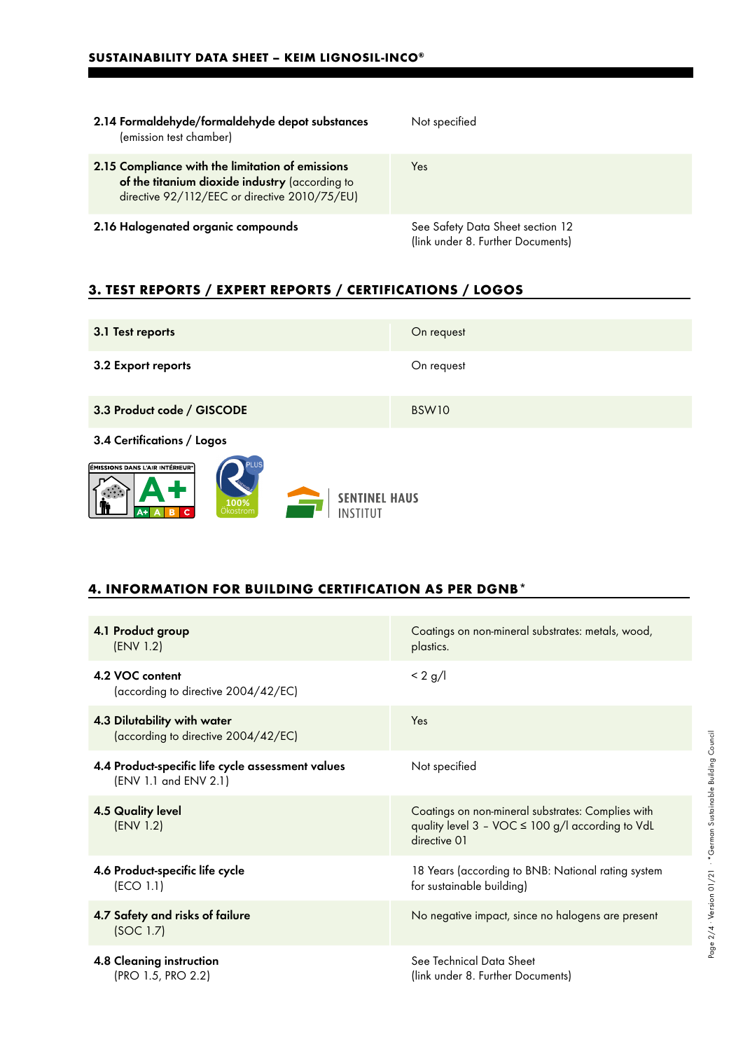| | |
|---|---|
| **2.14 Formaldehyde/formaldehyde depot substances** (emission test chamber) | Not specified |
| **2.15 Compliance with the limitation of emissions of the titanium dioxide industry** (according to directive 92/112/EEC or directive 2010/75/EU) | Yes |
| **2.16 Halogenated organic compounds** | See Safety Data Sheet section 12 (link under 8. Further Documents) |

## 3. TEST REPORTS / EXPERT REPORTS / CERTIFICATIONS / LOGOS

| | |
|---|---|
| **3.1 Test reports** | On request |
| **3.2 Export reports** | On request |
| **3.3 Product code / GISCODE** | BSW10 |

**3.4 Certifications / Logos**

ÉMISSIONS DANS L'AIR INTÉRIEUR A+ A+ A B C

PLUS 100% Ökostrom

SENTINEL HAUS INSTITUT

## 4. INFORMATION FOR BUILDING CERTIFICATION AS PER DGNB*

| | |
|---|---|
| **4.1 Product group** (ENV 1.2) | Coatings on non-mineral substrates: metals, wood, plastics. |
| **4.2 VOC content** (according to directive 2004/42/EC) | < 2 g/l |
| **4.3 Dilutability with water** (according to directive 2004/42/EC) | Yes |
| **4.4 Product-specific life cycle assessment values** (ENV 1.1 and ENV 2.1) | Not specified |
| **4.5 Quality level** (ENV 1.2) | Coatings on non-mineral substrates: Complies with quality level 3 – VOC ≤ 100 g/l according to VdL directive 01 |
| **4.6 Product-specific life cycle** (ECO 1.1) | 18 Years (according to BNB: National rating system for sustainable building) |
| **4.7 Safety and risks of failure** (SOC 1.7) | No negative impact, since no halogens are present |
| **4.8 Cleaning instruction** (PRO 1.5, PRO 2.2) | See Technical Data Sheet (link under 8. Further Documents) |

*German Sustainable Building Council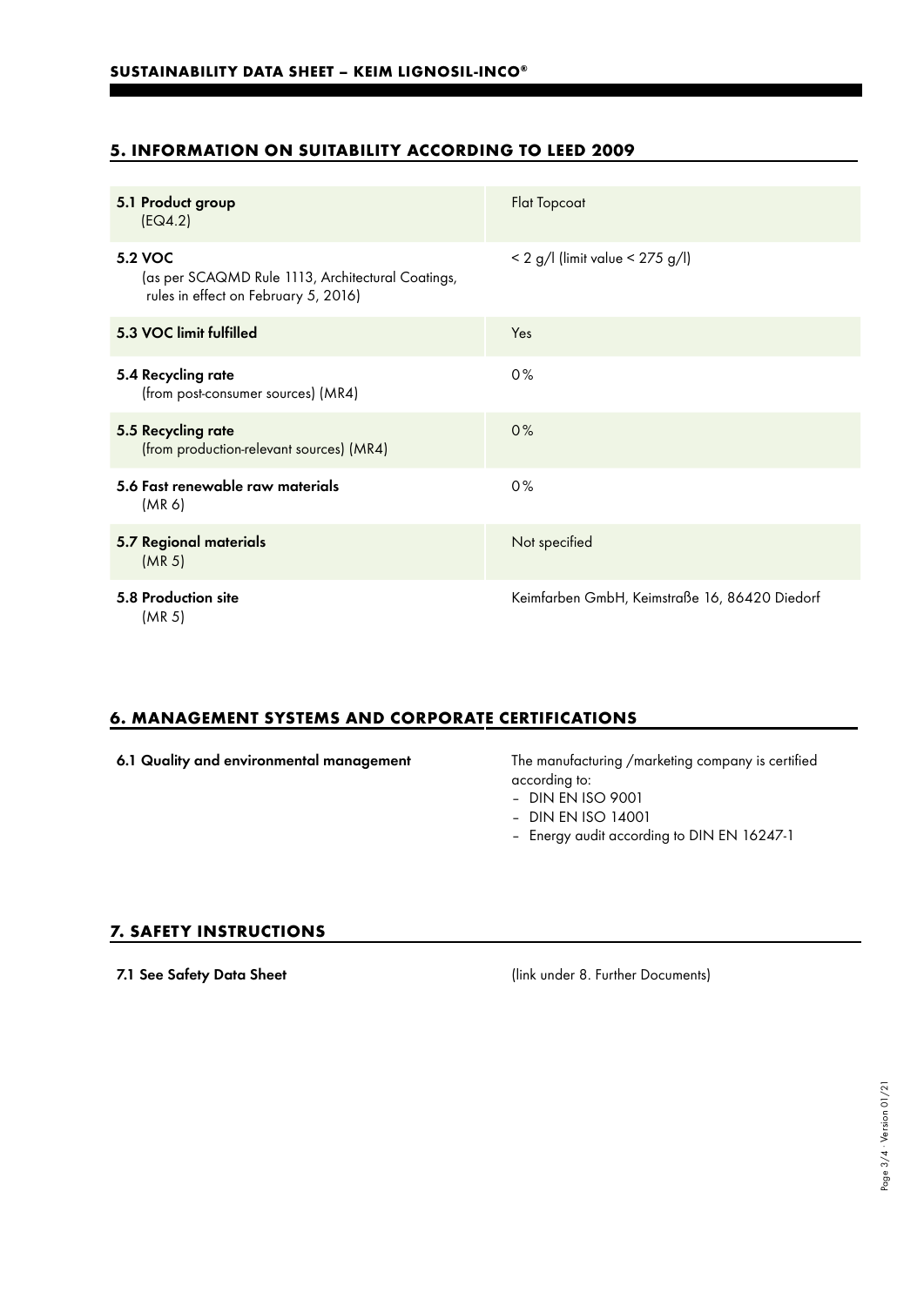## 5. INFORMATION ON SUITABILITY ACCORDING TO LEED 2009

| | |
|---|---|
| **5.1 Product group** (EQ4.2) | Flat Topcoat |
| **5.2 VOC** (as per SCAQMD Rule 1113, Architectural Coatings, rules in effect on February 5, 2016) | < 2 g/l (limit value < 275 g/l) |
| **5.3 VOC limit fulfilled** | Yes |
| **5.4 Recycling rate** (from post-consumer sources) (MR4) | 0% |
| **5.5 Recycling rate** (from production-relevant sources) (MR4) | 0% |
| **5.6 Fast renewable raw materials** (MR 6) | 0% |
| **5.7 Regional materials** (MR 5) | Not specified |
| **5.8 Production site** (MR 5) | Keimfarben GmbH, Keimstraße 16, 86420 Diedorf |

## 6. MANAGEMENT SYSTEMS AND CORPORATE CERTIFICATIONS

**6.1 Quality and environmental management**

The manufacturing /marketing company is certified according to:

- DIN EN ISO 9001
- DIN EN ISO 14001
- Energy audit according to DIN EN 16247-1

## 7. SAFETY INSTRUCTIONS

**7.1 See Safety Data Sheet** (link under 8. Further Documents)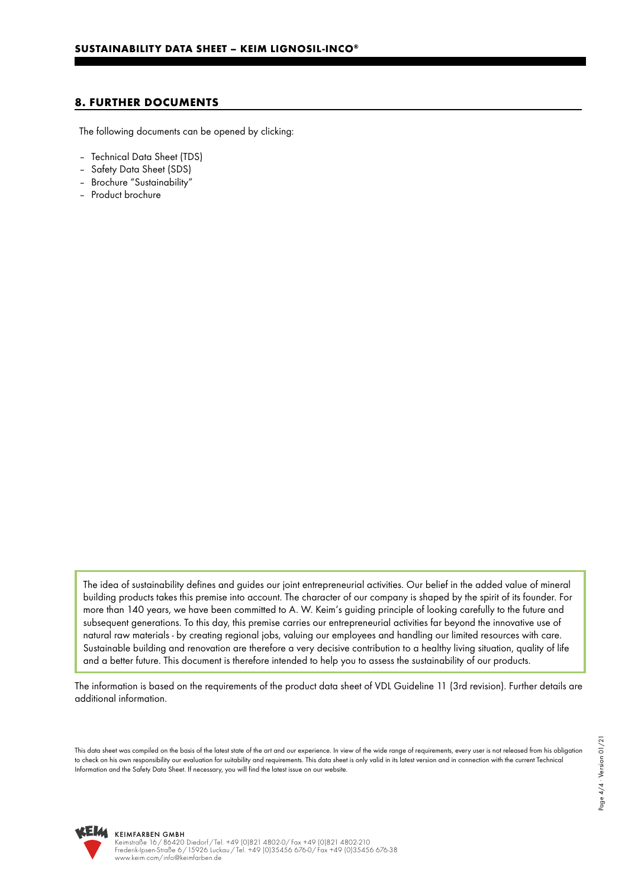## 8. FURTHER DOCUMENTS

The following documents can be opened by clicking:

- Technical Data Sheet (TDS)
- Safety Data Sheet (SDS)
- Brochure "Sustainability"
- Product brochure

The idea of sustainability defines and guides our joint entrepreneurial activities. Our belief in the added value of mineral building products takes this premise into account. The character of our company is shaped by the spirit of its founder. For more than 140 years, we have been committed to A. W. Keim's guiding principle of looking carefully to the future and subsequent generations. To this day, this premise carries our entrepreneurial activities far beyond the innovative use of natural raw materials - by creating regional jobs, valuing our employees and handling our limited resources with care. Sustainable building and renovation are therefore a very decisive contribution to a healthy living situation, quality of life and a better future. This document is therefore intended to help you to assess the sustainability of our products.

The information is based on the requirements of the product data sheet of VDL Guideline 11 (3rd revision). Further details are additional information.

This data sheet was compiled on the basis of the latest state of the art and our experience. In view of the wide range of requirements, every user is not released from his obligation to check on his own responsibility our evaluation for suitability and requirements. This data sheet is only valid in its latest version and in connection with the current Technical Information and the Safety Data Sheet. If necessary, you will find the latest issue on our website.

KEIMFARBEN GMBH
Keimstraße 16 / 86420 Diedorf / Tel. +49 (0)821 4802-0 / Fax +49 (0)821 4802-210
Frederik-Ipsen-Straße 6 / 15926 Luckau / Tel. +49 (0)35456 676-0 / Fax +49 (0)35456 676-38
www.keim.com / info@keimfarben.de